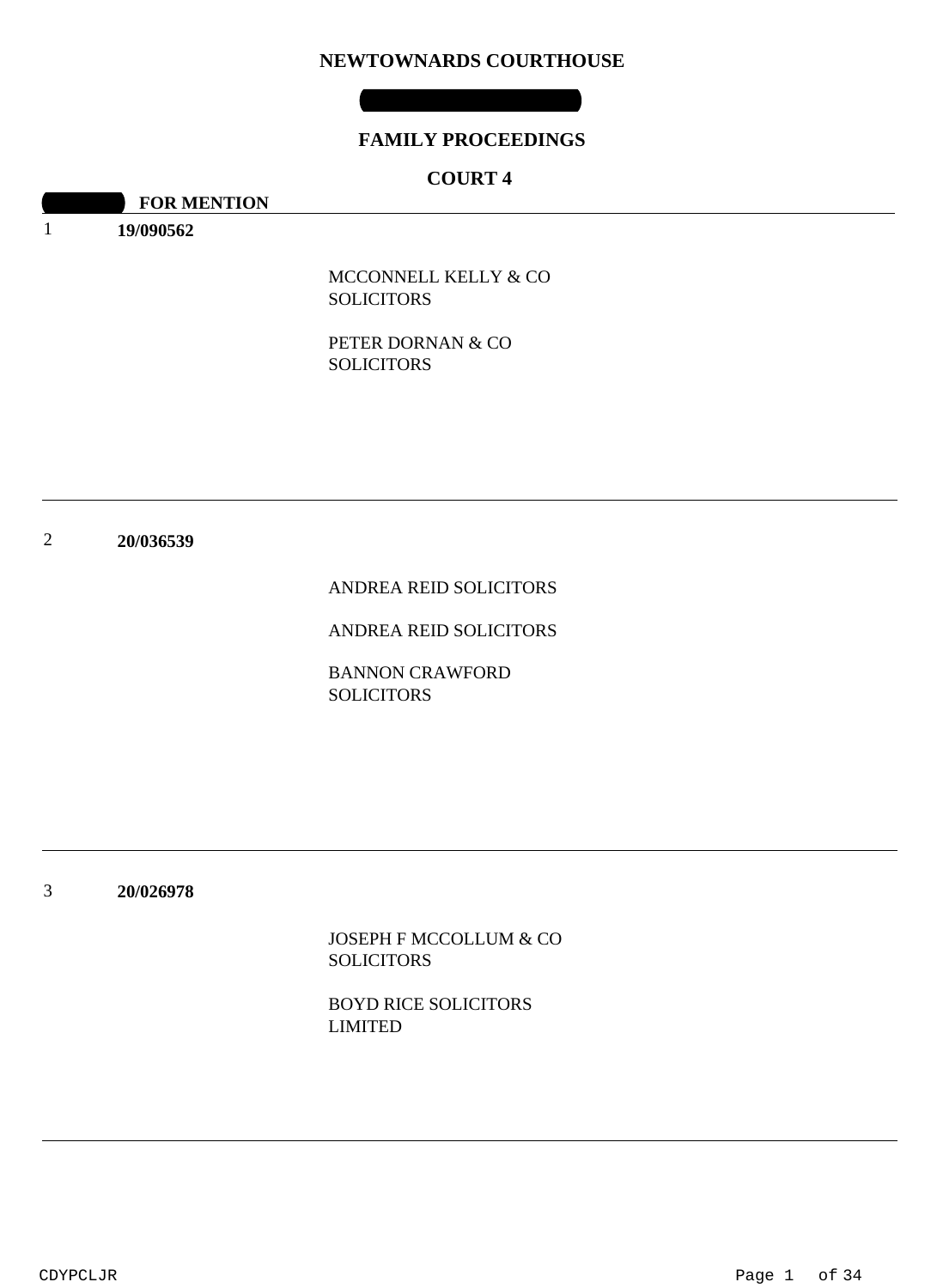# NEWTOWNARDS COURTHOUSE

## FAMILY PROCEEDINGS

## COURT 4

**FOR MENTION**

---

1 **19/090562**

MCCONNELL KELLY & CO SOLICITORS

PETER DORNAN & CO SOLICITORS

---

2 **20/036539**

ANDREA REID SOLICITORS

ANDREA REID SOLICITORS

BANNON CRAWFORD SOLICITORS

---

3 **20/026978**

JOSEPH F MCCOLLUM & CO SOLICITORS

BOYD RICE SOLICITORS LIMITED

---

CDYPCLJR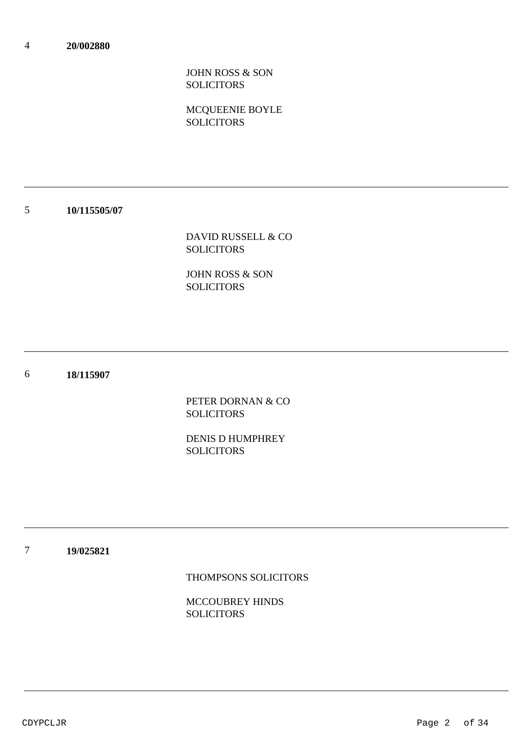4 **20/002880**

JOHN ROSS & SON
SOLICITORS

MCQUEENIE BOYLE
SOLICITORS

---

5 **10/115505/07**

DAVID RUSSELL & CO
SOLICITORS

JOHN ROSS & SON
SOLICITORS

---

6 **18/115907**

PETER DORNAN & CO
SOLICITORS

DENIS D HUMPHREY
SOLICITORS

---

7 **19/025821**

THOMPSONS SOLICITORS

MCCOUBREY HINDS
SOLICITORS

---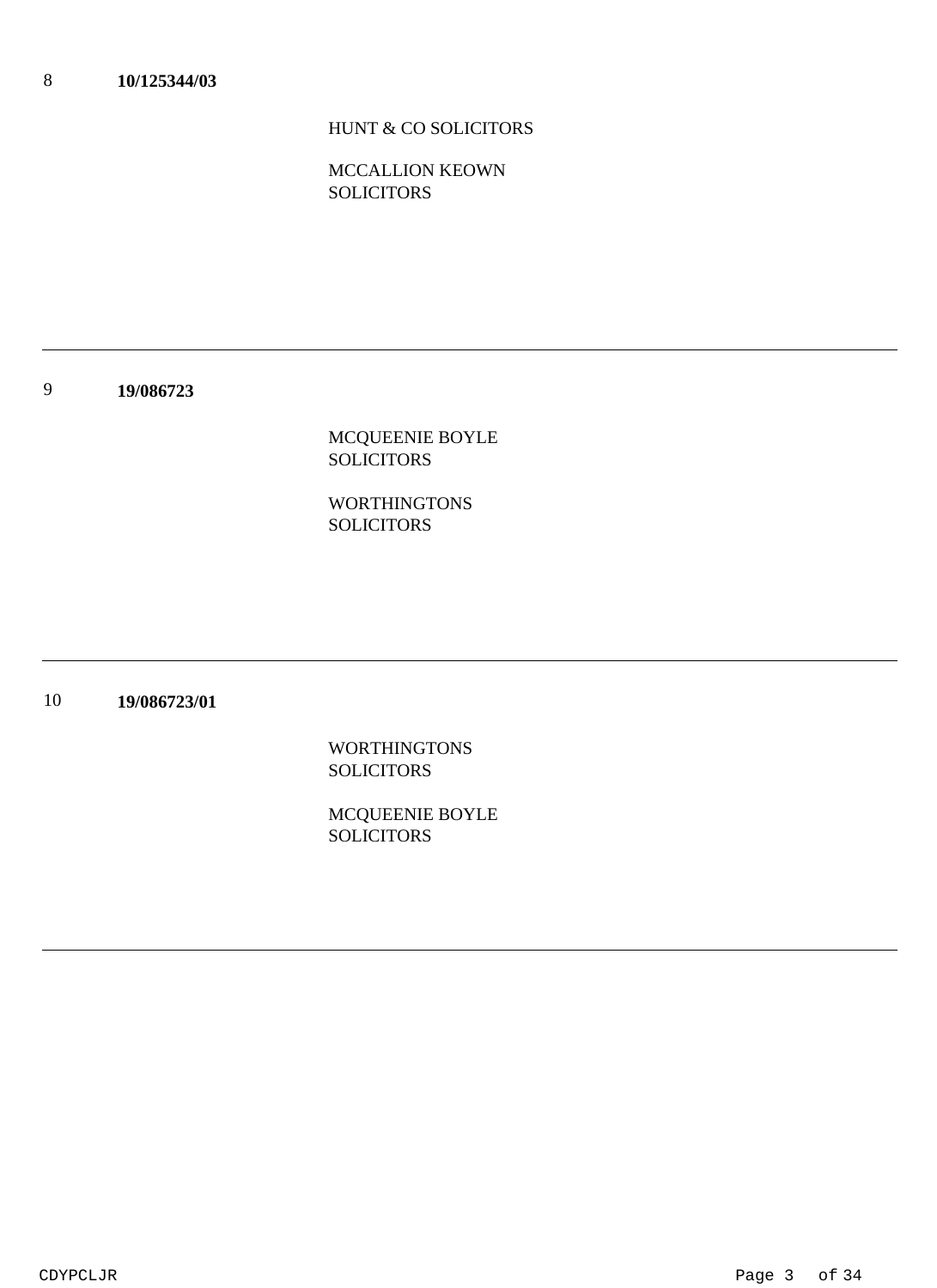8 **10/125344/03**

HUNT & CO SOLICITORS

MCCALLION KEOWN SOLICITORS

---

9 **19/086723**

MCQUEENIE BOYLE SOLICITORS

WORTHINGTONS SOLICITORS

---

10 **19/086723/01**

WORTHINGTONS SOLICITORS

MCQUEENIE BOYLE SOLICITORS

---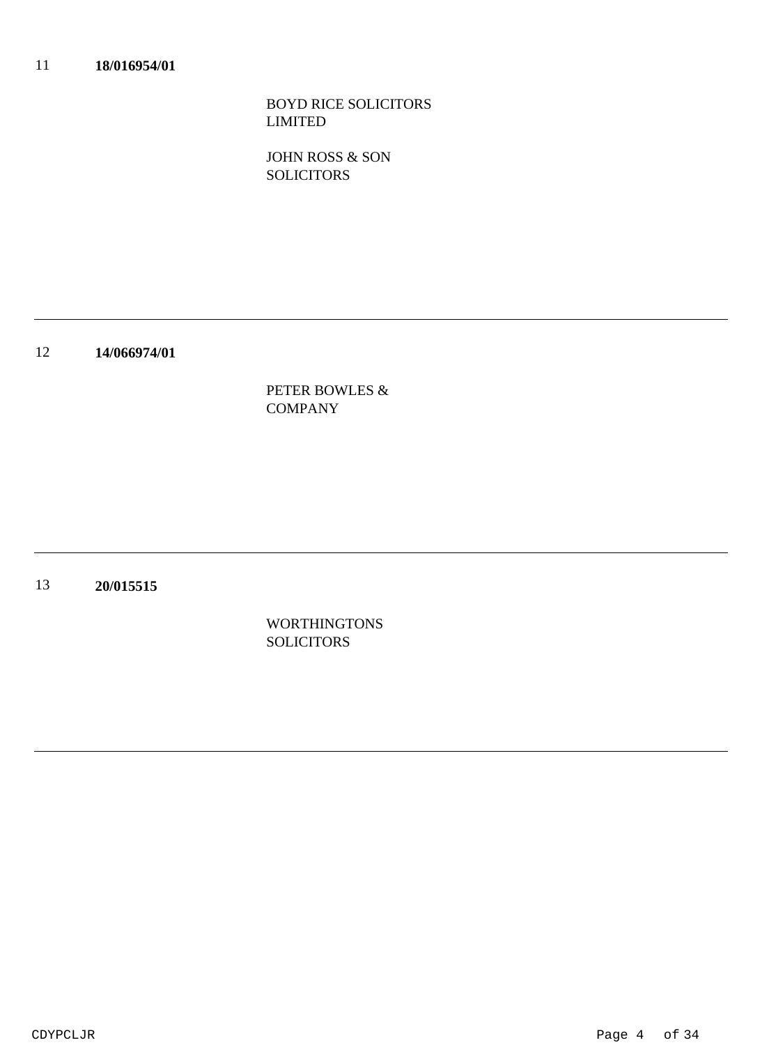11 **18/016954/01**

BOYD RICE SOLICITORS LIMITED

JOHN ROSS & SON SOLICITORS

---

12 **14/066974/01**

PETER BOWLES & COMPANY

---

13 **20/015515**

WORTHINGTONS SOLICITORS

---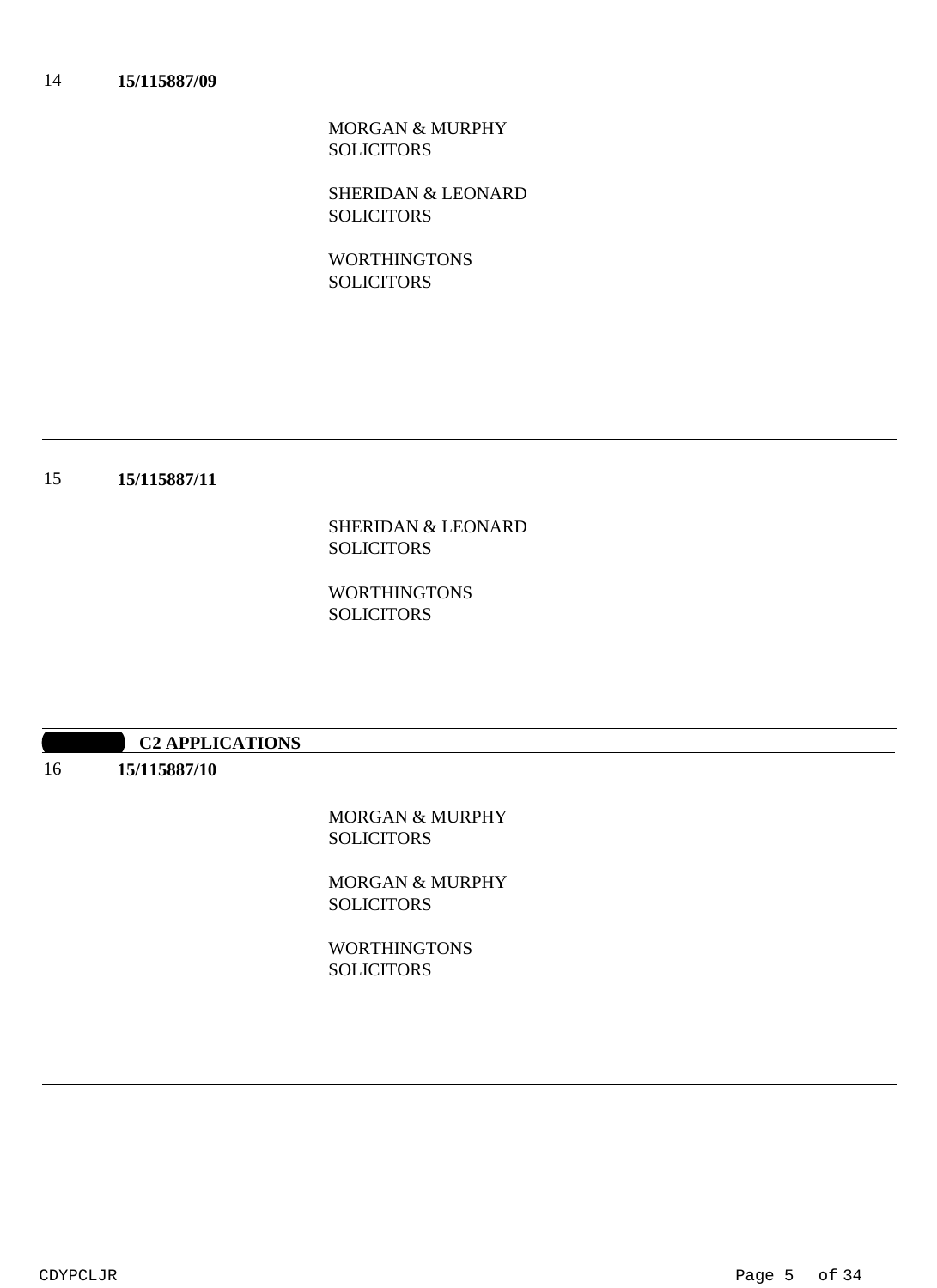14 **15/115887/09**

MORGAN & MURPHY
SOLICITORS

SHERIDAN & LEONARD
SOLICITORS

WORTHINGTONS
SOLICITORS

---

15 **15/115887/11**

SHERIDAN & LEONARD
SOLICITORS

WORTHINGTONS
SOLICITORS

---

**C2 APPLICATIONS**

16 **15/115887/10**

MORGAN & MURPHY
SOLICITORS

MORGAN & MURPHY
SOLICITORS

WORTHINGTONS
SOLICITORS

---

CDYPCLJR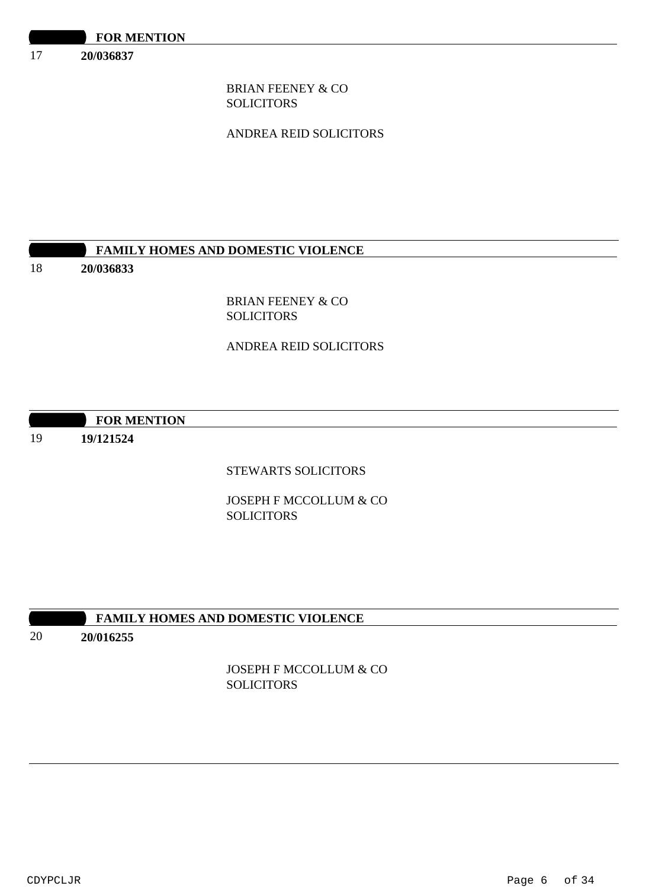**FOR MENTION**

17 **20/036837**

BRIAN FEENEY & CO
SOLICITORS

ANDREA REID SOLICITORS

---

**FAMILY HOMES AND DOMESTIC VIOLENCE**

18 **20/036833**

BRIAN FEENEY & CO
SOLICITORS

ANDREA REID SOLICITORS

---

**FOR MENTION**

19 **19/121524**

STEWARTS SOLICITORS

JOSEPH F MCCOLLUM & CO
SOLICITORS

---

**FAMILY HOMES AND DOMESTIC VIOLENCE**

20 **20/016255**

JOSEPH F MCCOLLUM & CO
SOLICITORS

---

CDYPCLJR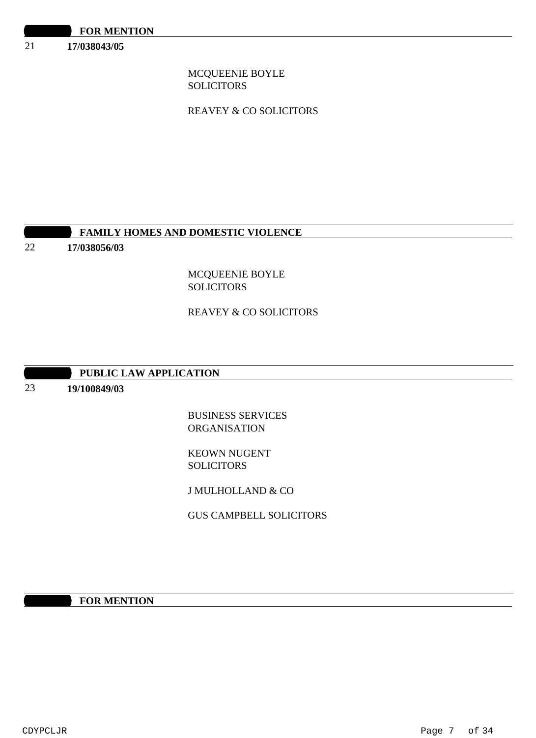**FOR MENTION**

21 **17/038043/05**

MCQUEENIE BOYLE SOLICITORS

REAVEY & CO SOLICITORS

**FAMILY HOMES AND DOMESTIC VIOLENCE**

22 **17/038056/03**

MCQUEENIE BOYLE SOLICITORS

REAVEY & CO SOLICITORS

**PUBLIC LAW APPLICATION**

23 **19/100849/03**

BUSINESS SERVICES ORGANISATION

KEOWN NUGENT SOLICITORS

J MULHOLLAND & CO

GUS CAMPBELL SOLICITORS

**FOR MENTION**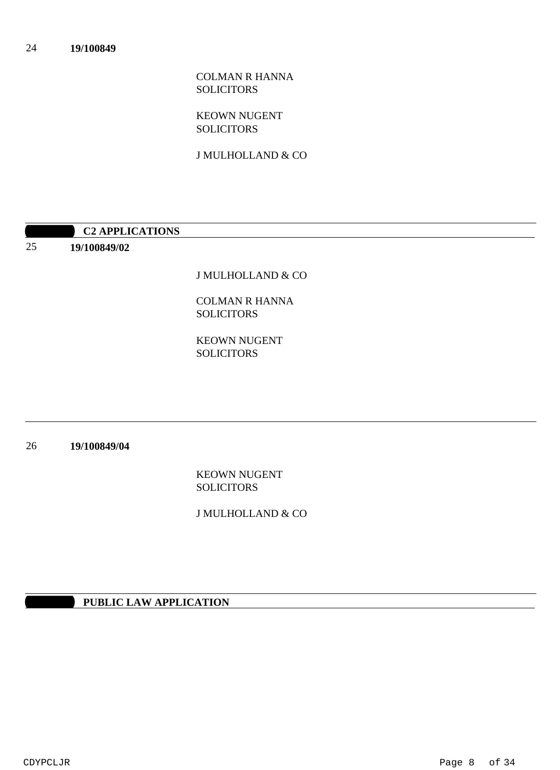24 **19/100849**

COLMAN R HANNA
SOLICITORS

KEOWN NUGENT
SOLICITORS

J MULHOLLAND & CO

---

**C2 APPLICATIONS**

25 **19/100849/02**

J MULHOLLAND & CO

COLMAN R HANNA
SOLICITORS

KEOWN NUGENT
SOLICITORS

---

26 **19/100849/04**

KEOWN NUGENT
SOLICITORS

J MULHOLLAND & CO

---

**PUBLIC LAW APPLICATION**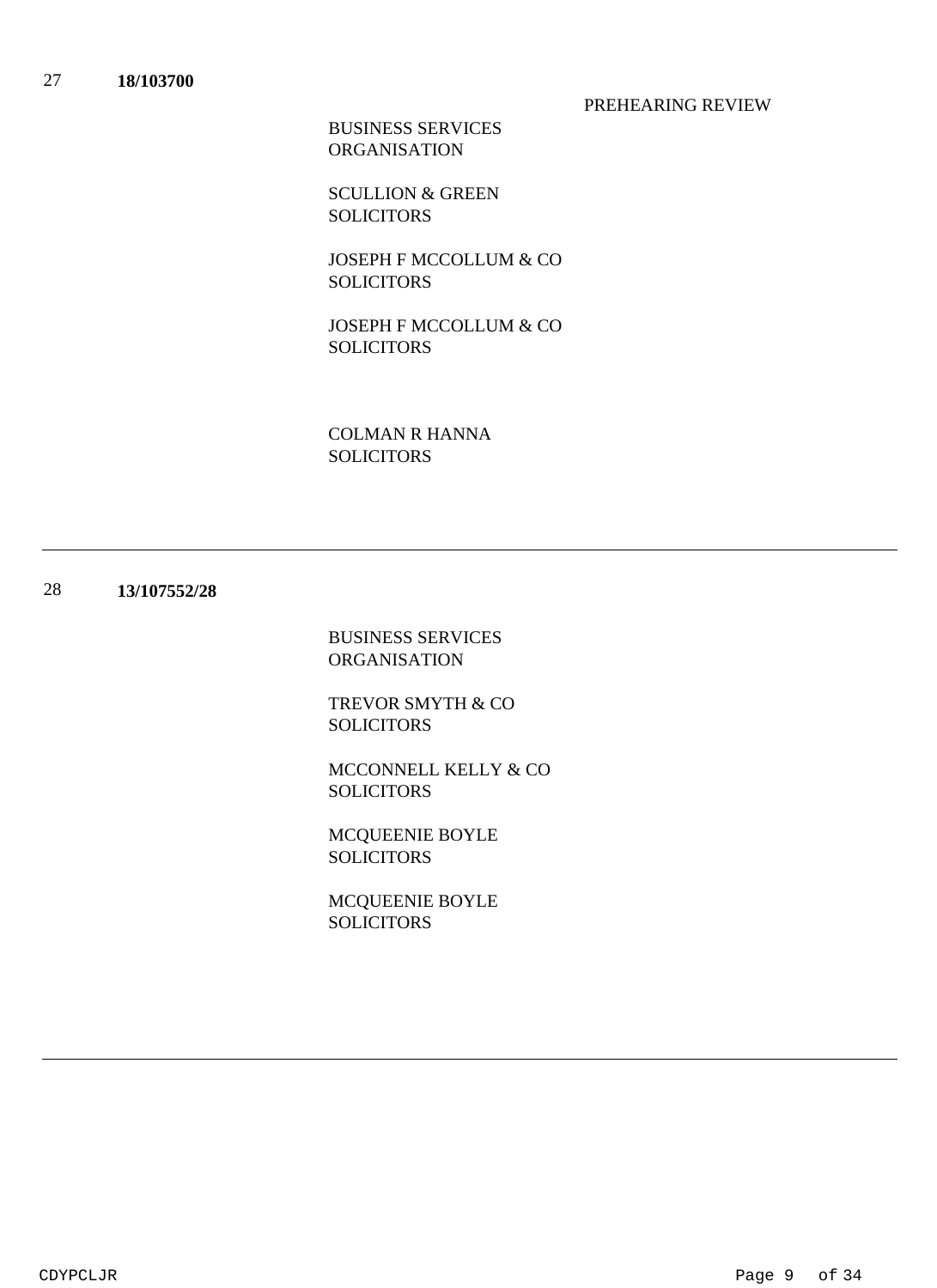27 **18/103700**

PREHEARING REVIEW

BUSINESS SERVICES ORGANISATION

SCULLION & GREEN SOLICITORS

JOSEPH F MCCOLLUM & CO SOLICITORS

JOSEPH F MCCOLLUM & CO SOLICITORS

COLMAN R HANNA SOLICITORS

---

28 **13/107552/28**

BUSINESS SERVICES ORGANISATION

TREVOR SMYTH & CO SOLICITORS

MCCONNELL KELLY & CO SOLICITORS

MCQUEENIE BOYLE SOLICITORS

MCQUEENIE BOYLE SOLICITORS

---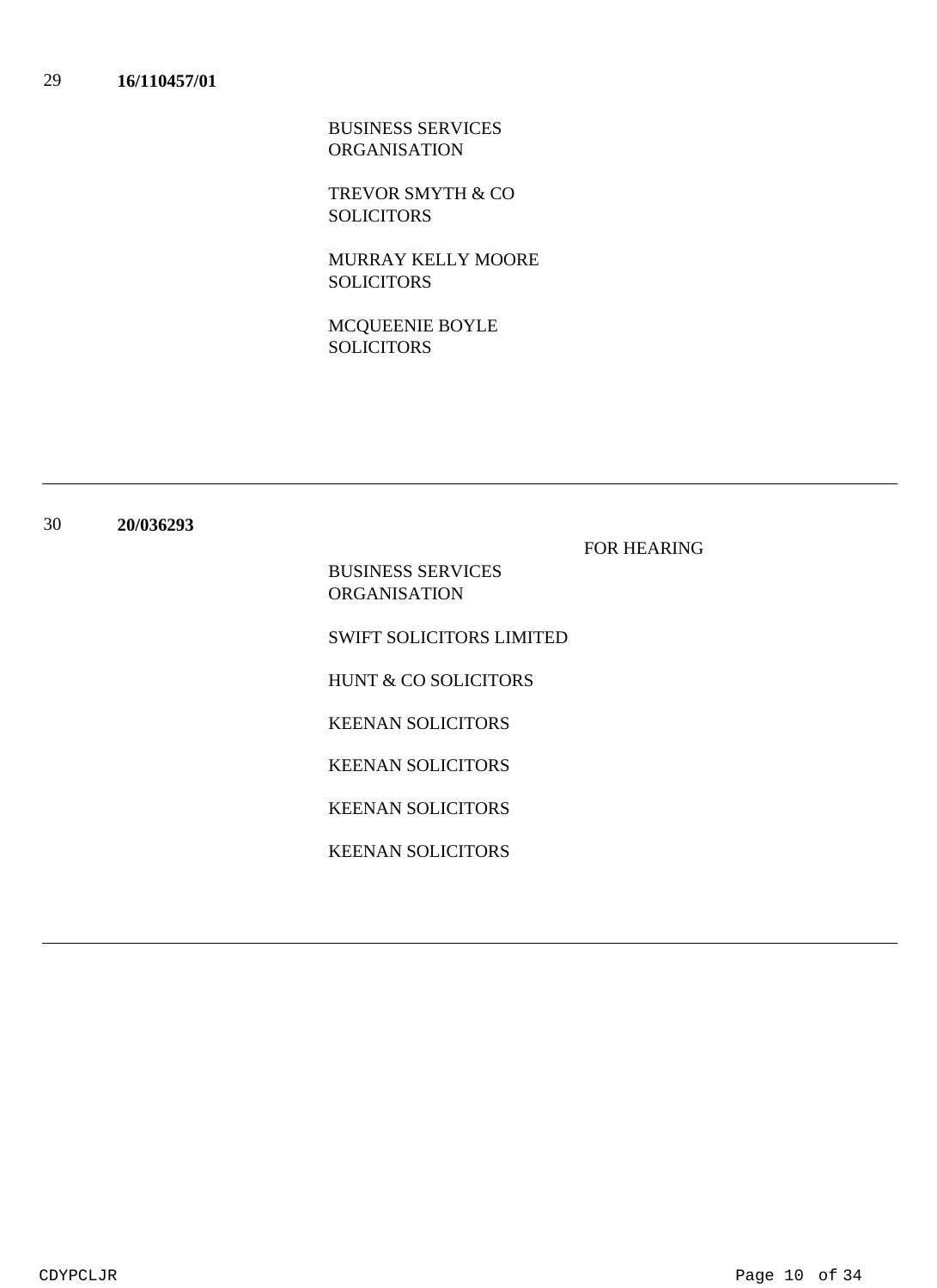29 **16/110457/01**

BUSINESS SERVICES ORGANISATION

TREVOR SMYTH & CO SOLICITORS

MURRAY KELLY MOORE SOLICITORS

MCQUEENIE BOYLE SOLICITORS

---

30 **20/036293**

FOR HEARING

BUSINESS SERVICES ORGANISATION

SWIFT SOLICITORS LIMITED

HUNT & CO SOLICITORS

KEENAN SOLICITORS

KEENAN SOLICITORS

KEENAN SOLICITORS

KEENAN SOLICITORS

---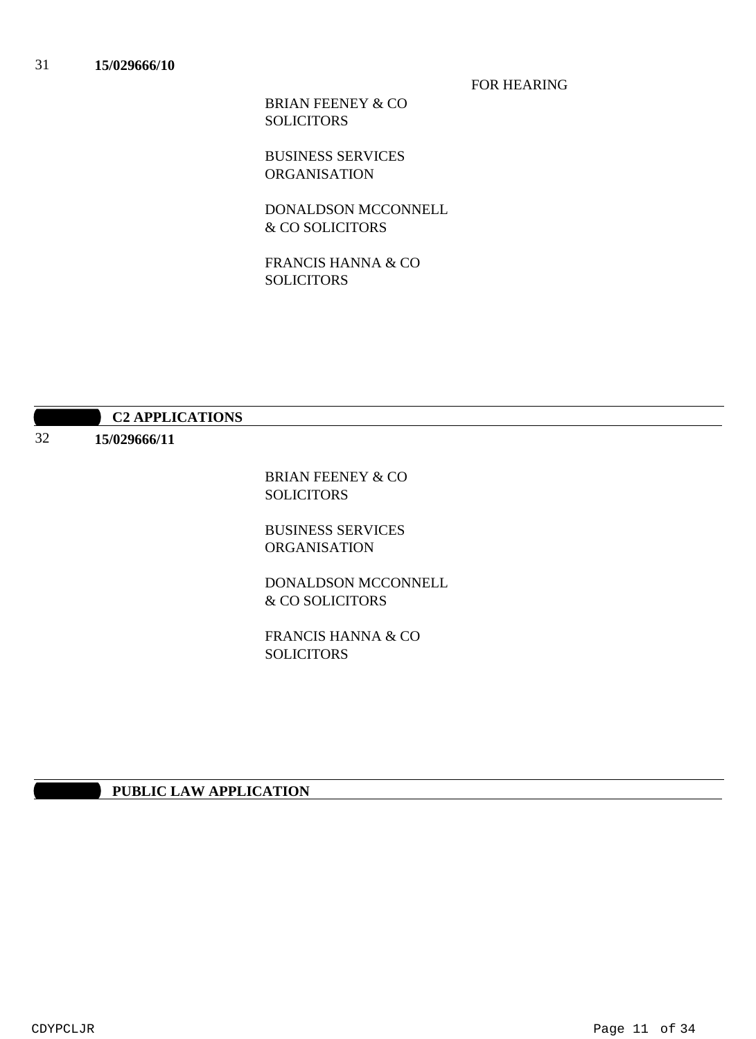31 **15/029666/10**

FOR HEARING

BRIAN FEENEY & CO SOLICITORS

BUSINESS SERVICES ORGANISATION

DONALDSON MCCONNELL & CO SOLICITORS

FRANCIS HANNA & CO SOLICITORS

## C2 APPLICATIONS

32 **15/029666/11**

BRIAN FEENEY & CO SOLICITORS

BUSINESS SERVICES ORGANISATION

DONALDSON MCCONNELL & CO SOLICITORS

FRANCIS HANNA & CO SOLICITORS

## PUBLIC LAW APPLICATION

CDYPCLJR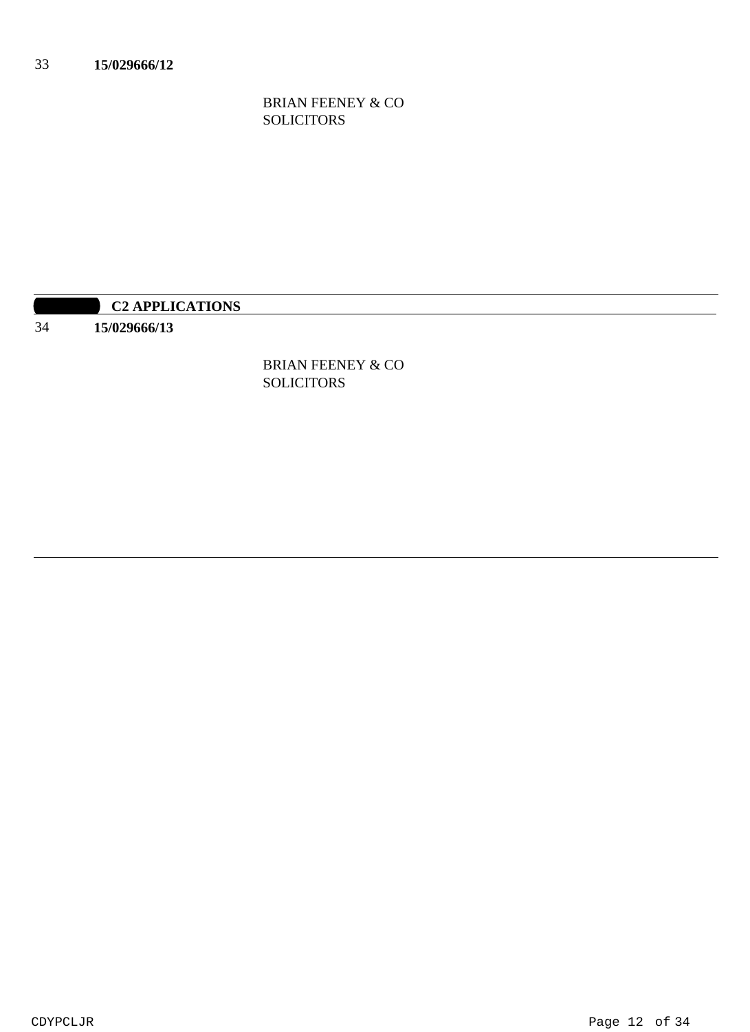33 **15/029666/12**

BRIAN FEENEY & CO
SOLICITORS

## C2 APPLICATIONS

34 **15/029666/13**

BRIAN FEENEY & CO
SOLICITORS

CDYPCLJR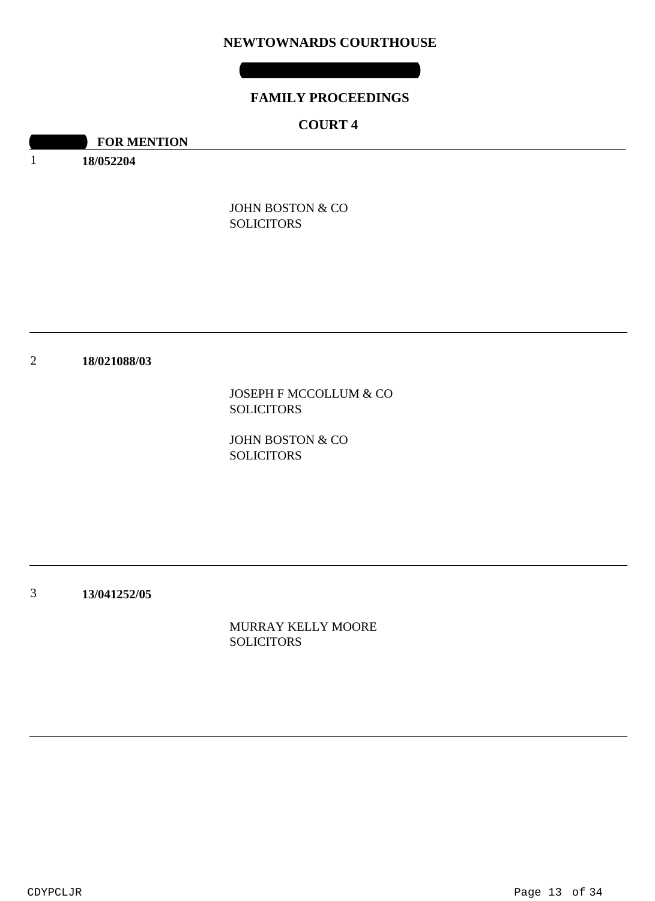**NEWTOWNARDS COURTHOUSE**

**FAMILY PROCEEDINGS**

**COURT 4**

**FOR MENTION**

1 **18/052204**

JOHN BOSTON & CO
SOLICITORS

---

2 **18/021088/03**

JOSEPH F MCCOLLUM & CO
SOLICITORS

JOHN BOSTON & CO
SOLICITORS

---

3 **13/041252/05**

MURRAY KELLY MOORE
SOLICITORS

---

CDYPCLJR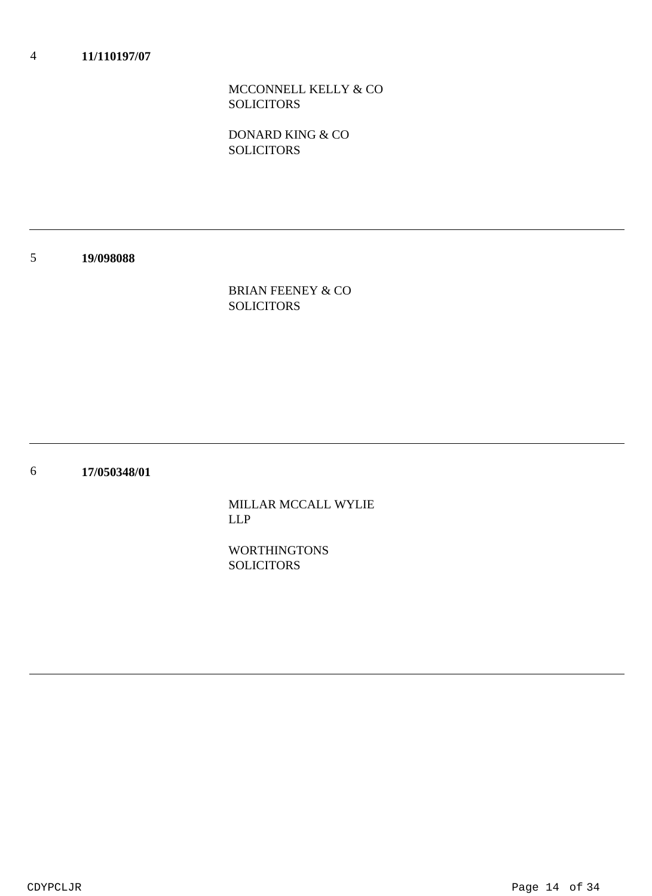4 **11/110197/07**

MCCONNELL KELLY & CO SOLICITORS

DONARD KING & CO SOLICITORS

---

5 **19/098088**

BRIAN FEENEY & CO SOLICITORS

---

6 **17/050348/01**

MILLAR MCCALL WYLIE LLP

WORTHINGTONS SOLICITORS

---

CDYPCLJR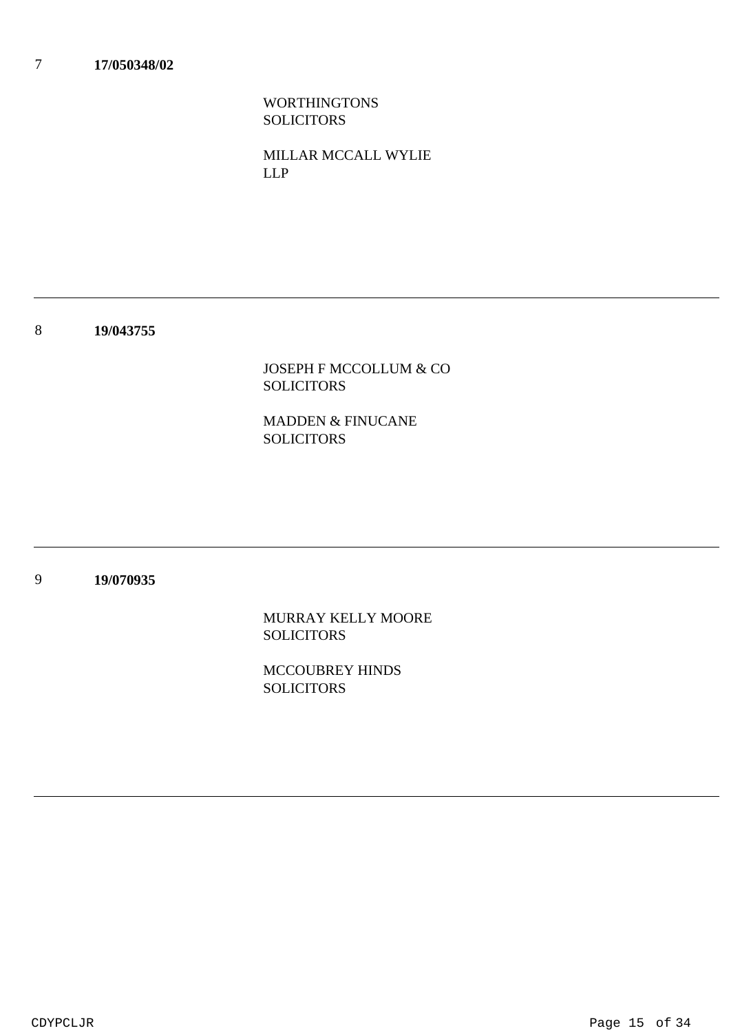7 **17/050348/02**

WORTHINGTONS SOLICITORS

MILLAR MCCALL WYLIE LLP

---

8 **19/043755**

JOSEPH F MCCOLLUM & CO SOLICITORS

MADDEN & FINUCANE SOLICITORS

---

9 **19/070935**

MURRAY KELLY MOORE SOLICITORS

MCCOUBREY HINDS SOLICITORS

---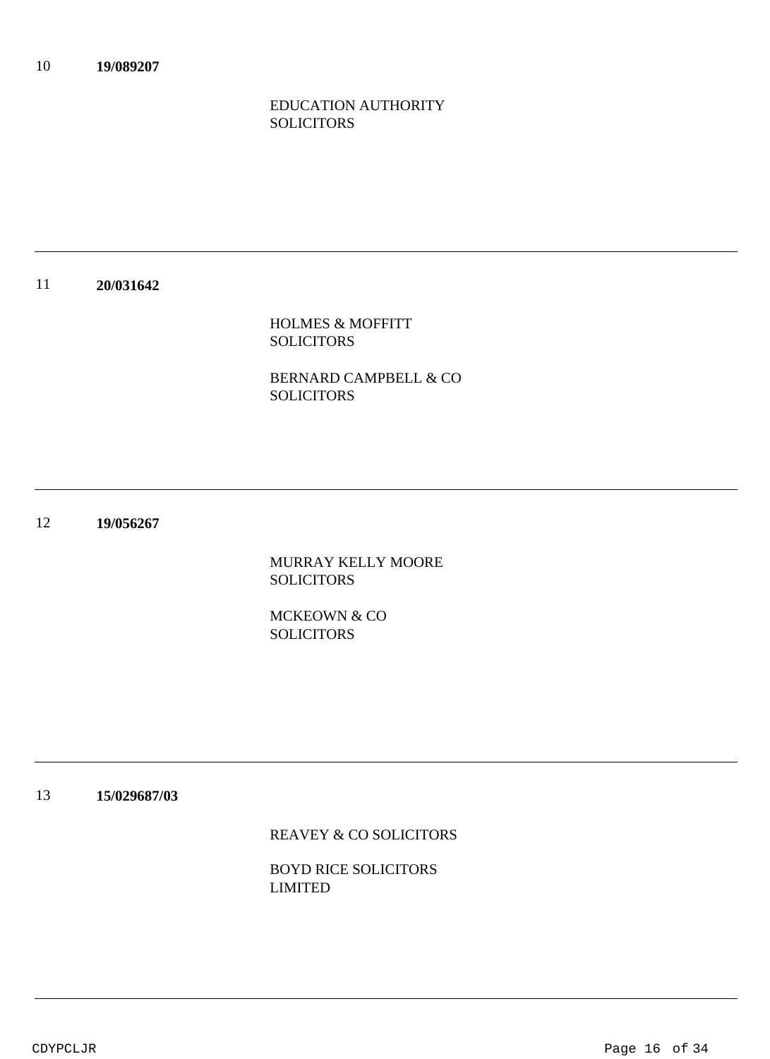10 **19/089207**

EDUCATION AUTHORITY SOLICITORS

---

11 **20/031642**

HOLMES & MOFFITT SOLICITORS

BERNARD CAMPBELL & CO SOLICITORS

---

12 **19/056267**

MURRAY KELLY MOORE SOLICITORS

MCKEOWN & CO SOLICITORS

---

13 **15/029687/03**

REAVEY & CO SOLICITORS

BOYD RICE SOLICITORS LIMITED

---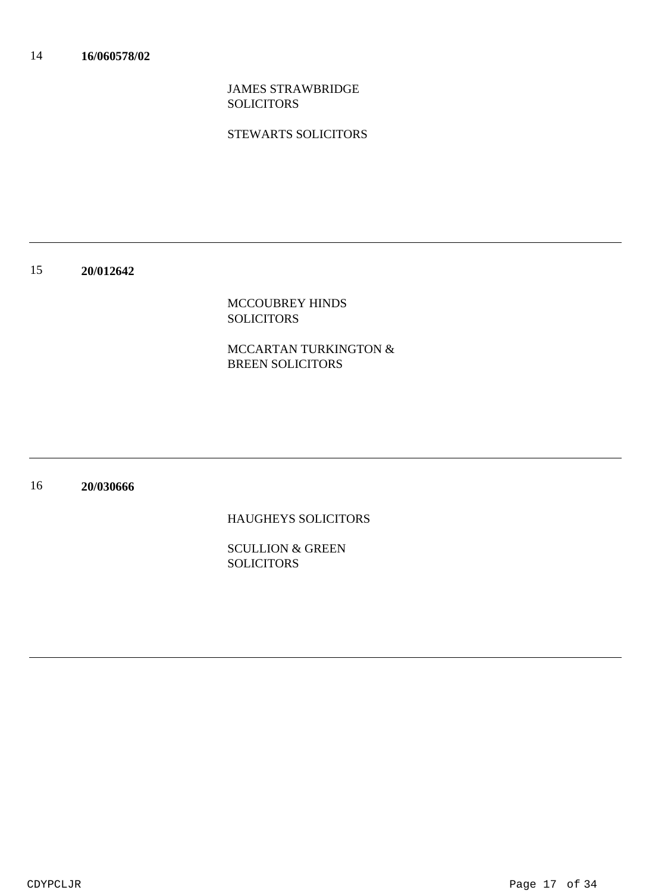14 **16/060578/02**

JAMES STRAWBRIDGE SOLICITORS

STEWARTS SOLICITORS

---

15 **20/012642**

MCCOUBREY HINDS SOLICITORS

MCCARTAN TURKINGTON & BREEN SOLICITORS

---

16 **20/030666**

HAUGHEYS SOLICITORS

SCULLION & GREEN SOLICITORS

---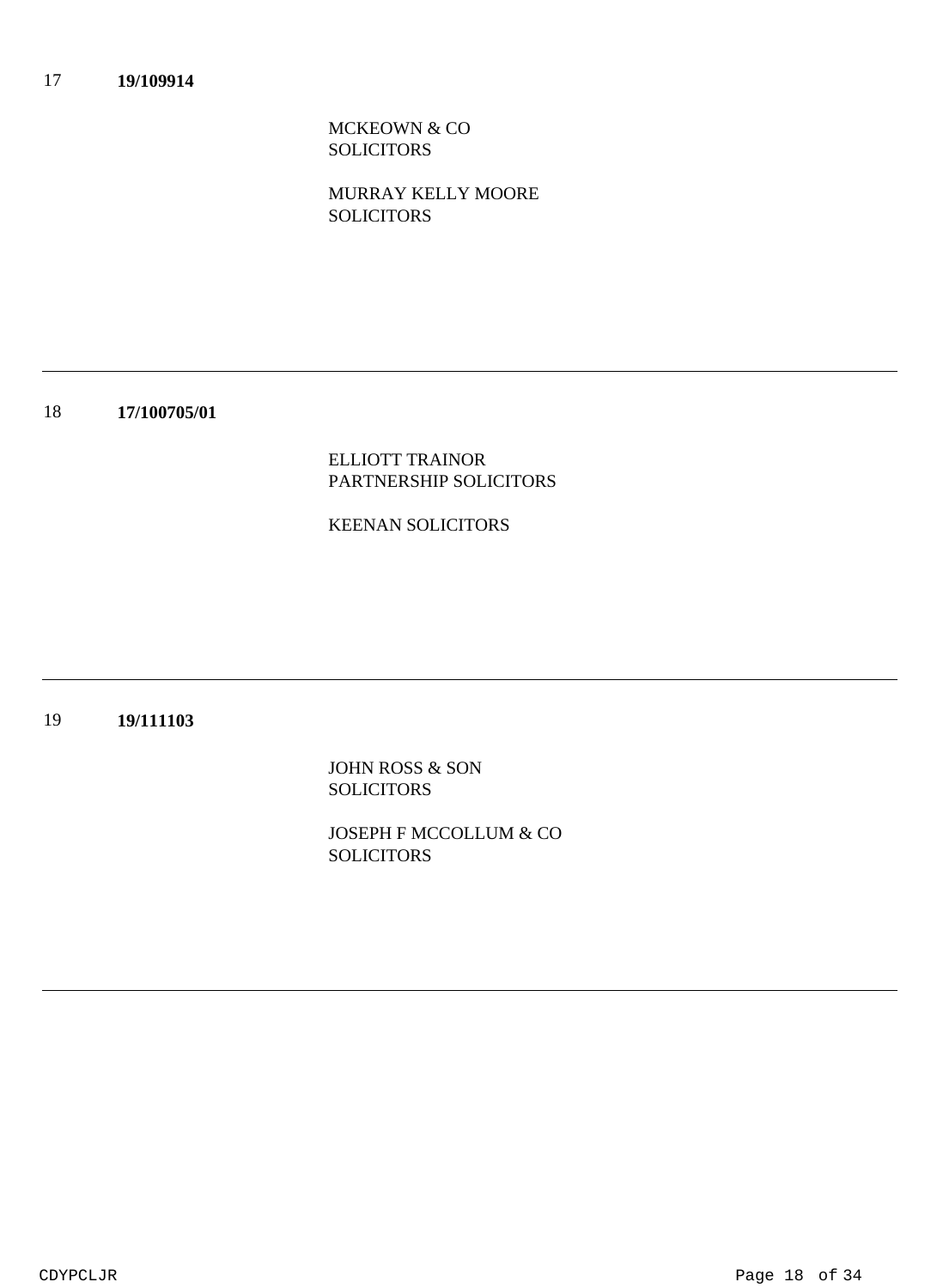17 **19/109914**

MCKEOWN & CO
SOLICITORS

MURRAY KELLY MOORE
SOLICITORS

---

18 **17/100705/01**

ELLIOTT TRAINOR
PARTNERSHIP SOLICITORS

KEENAN SOLICITORS

---

19 **19/111103**

JOHN ROSS & SON
SOLICITORS

JOSEPH F MCCOLLUM & CO
SOLICITORS

---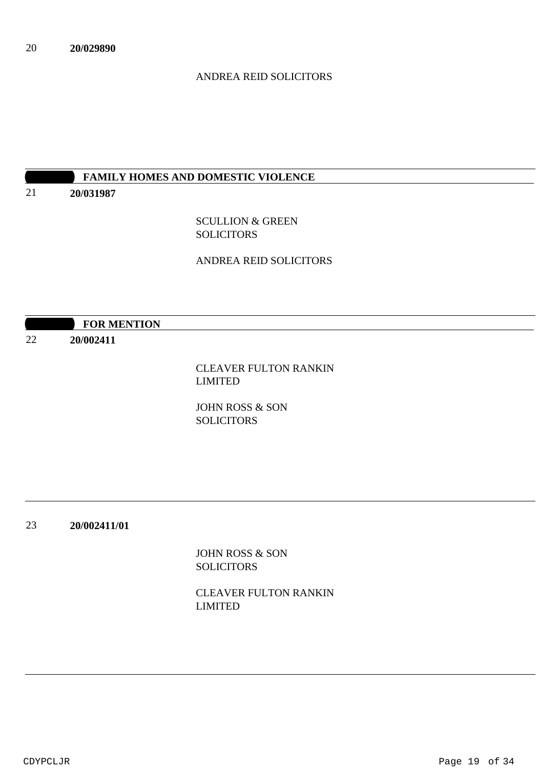20 **20/029890**

ANDREA REID SOLICITORS

---

**FAMILY HOMES AND DOMESTIC VIOLENCE**

---

21 **20/031987**

SCULLION & GREEN SOLICITORS

ANDREA REID SOLICITORS

---

**FOR MENTION**

---

22 **20/002411**

CLEAVER FULTON RANKIN LIMITED

JOHN ROSS & SON SOLICITORS

---

23 **20/002411/01**

JOHN ROSS & SON SOLICITORS

CLEAVER FULTON RANKIN LIMITED

---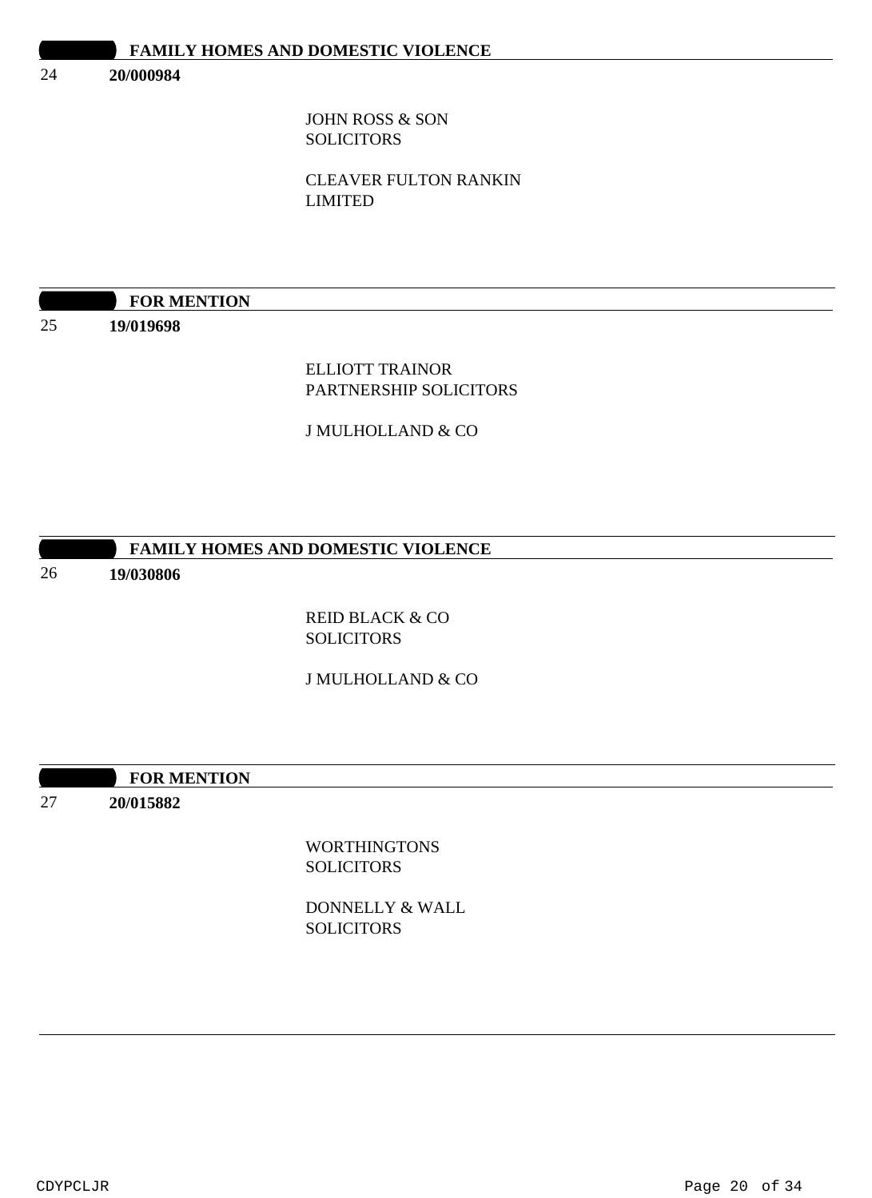**FAMILY HOMES AND DOMESTIC VIOLENCE**

24 **20/000984**

JOHN ROSS & SON
SOLICITORS

CLEAVER FULTON RANKIN
LIMITED

---

**FOR MENTION**

25 **19/019698**

ELLIOTT TRAINOR
PARTNERSHIP SOLICITORS

J MULHOLLAND & CO

---

**FAMILY HOMES AND DOMESTIC VIOLENCE**

26 **19/030806**

REID BLACK & CO
SOLICITORS

J MULHOLLAND & CO

---

**FOR MENTION**

27 **20/015882**

WORTHINGTONS
SOLICITORS

DONNELLY & WALL
SOLICITORS

---

CDYPCLJR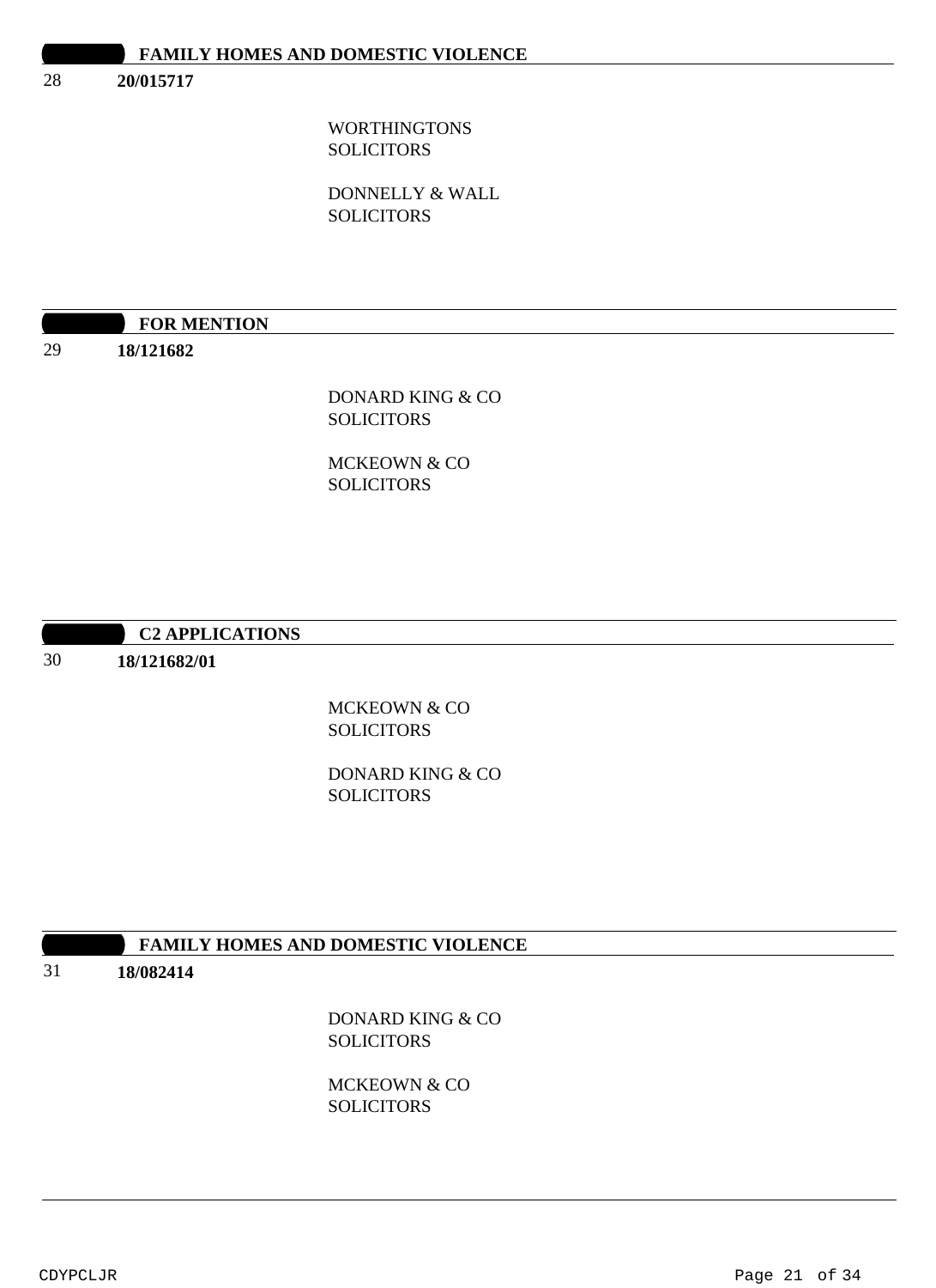## FAMILY HOMES AND DOMESTIC VIOLENCE

28 **20/015717**

WORTHINGTONS
SOLICITORS

DONNELLY & WALL
SOLICITORS

## FOR MENTION

29 **18/121682**

DONARD KING & CO
SOLICITORS

MCKEOWN & CO
SOLICITORS

## C2 APPLICATIONS

30 **18/121682/01**

MCKEOWN & CO
SOLICITORS

DONARD KING & CO
SOLICITORS

## FAMILY HOMES AND DOMESTIC VIOLENCE

31 **18/082414**

DONARD KING & CO
SOLICITORS

MCKEOWN & CO
SOLICITORS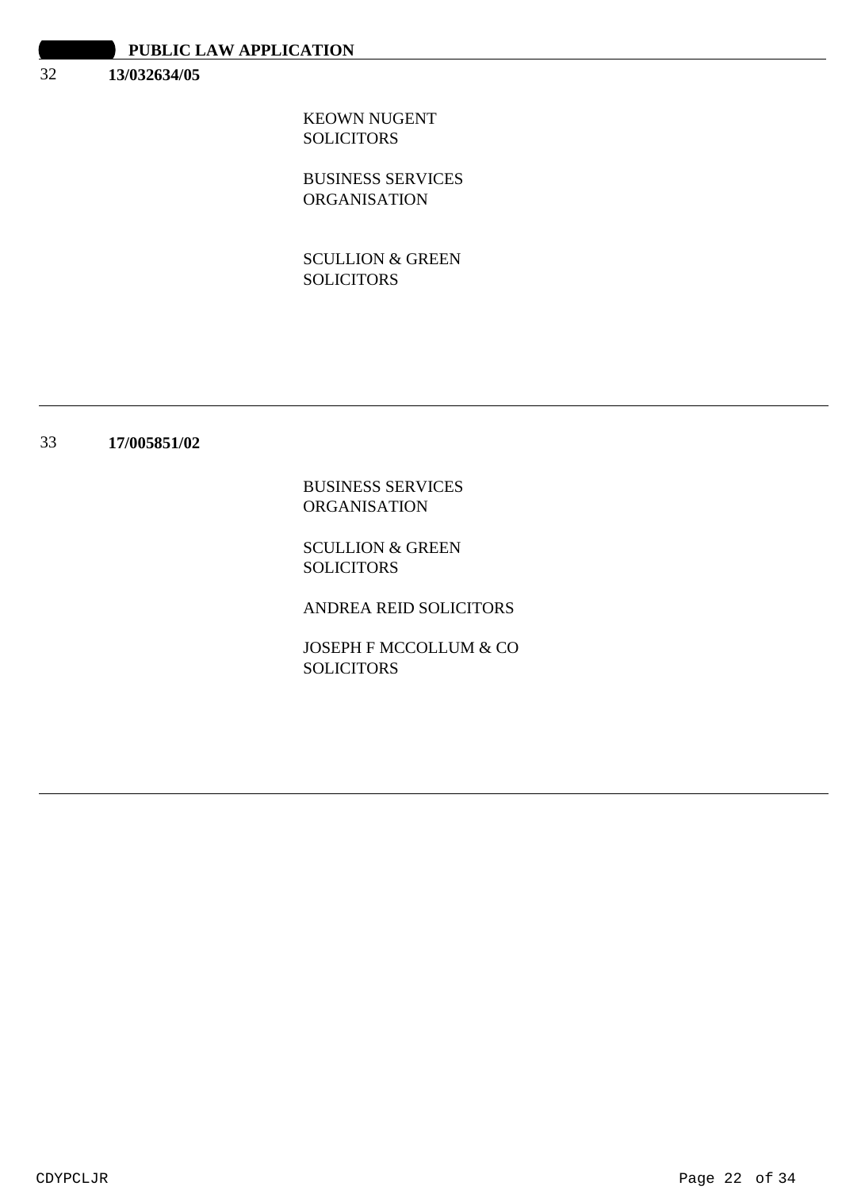**PUBLIC LAW APPLICATION**

32 **13/032634/05**

KEOWN NUGENT SOLICITORS

BUSINESS SERVICES ORGANISATION

SCULLION & GREEN SOLICITORS

---

33 **17/005851/02**

BUSINESS SERVICES ORGANISATION

SCULLION & GREEN SOLICITORS

ANDREA REID SOLICITORS

JOSEPH F MCCOLLUM & CO SOLICITORS

---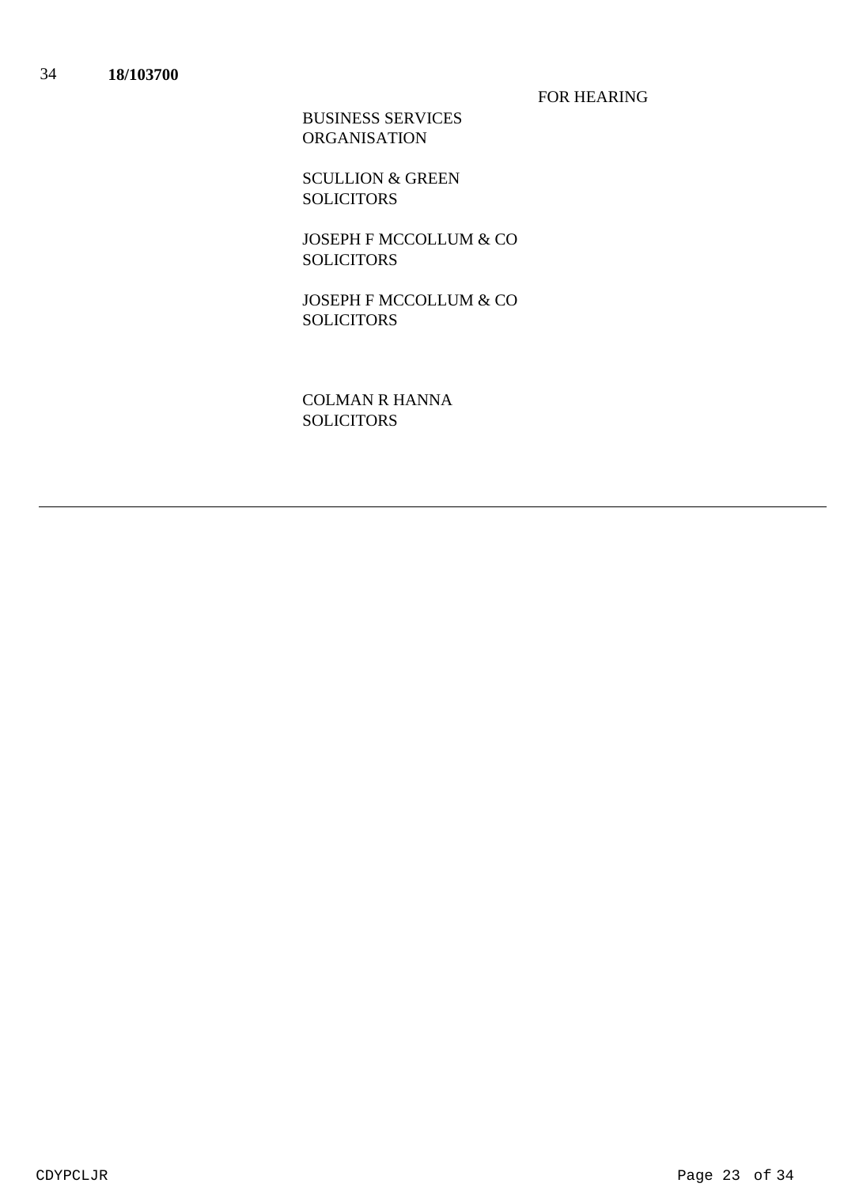34 **18/103700**

FOR HEARING

BUSINESS SERVICES ORGANISATION

SCULLION & GREEN SOLICITORS

JOSEPH F MCCOLLUM & CO SOLICITORS

JOSEPH F MCCOLLUM & CO SOLICITORS

COLMAN R HANNA SOLICITORS

---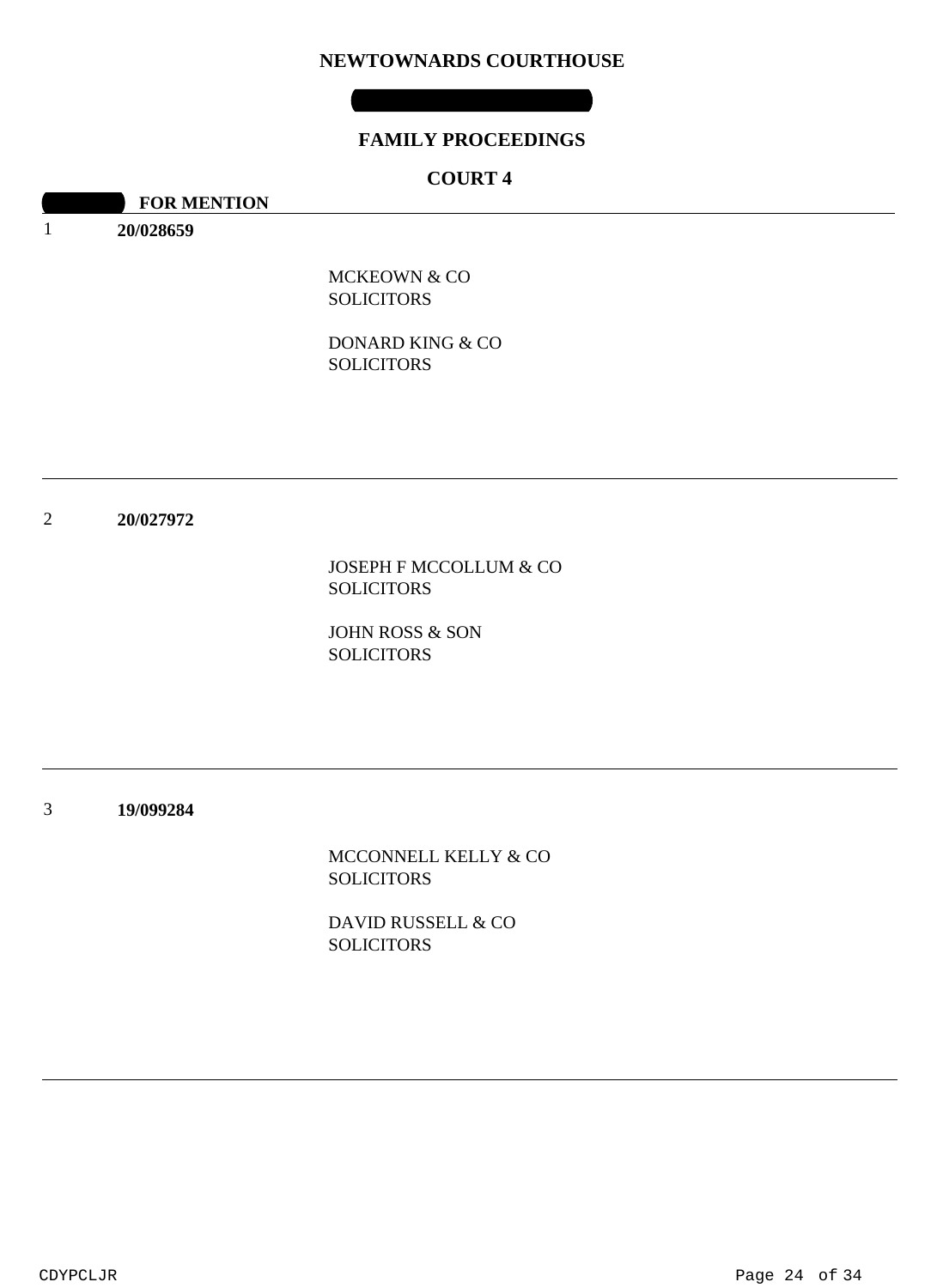# NEWTOWNARDS COURTHOUSE

## FAMILY PROCEEDINGS

## COURT 4

**FOR MENTION**

1 **20/028659**

MCKEOWN & CO
SOLICITORS

DONARD KING & CO
SOLICITORS

---

2 **20/027972**

JOSEPH F MCCOLLUM & CO
SOLICITORS

JOHN ROSS & SON
SOLICITORS

---

3 **19/099284**

MCCONNELL KELLY & CO
SOLICITORS

DAVID RUSSELL & CO
SOLICITORS

---

CDYPCLJR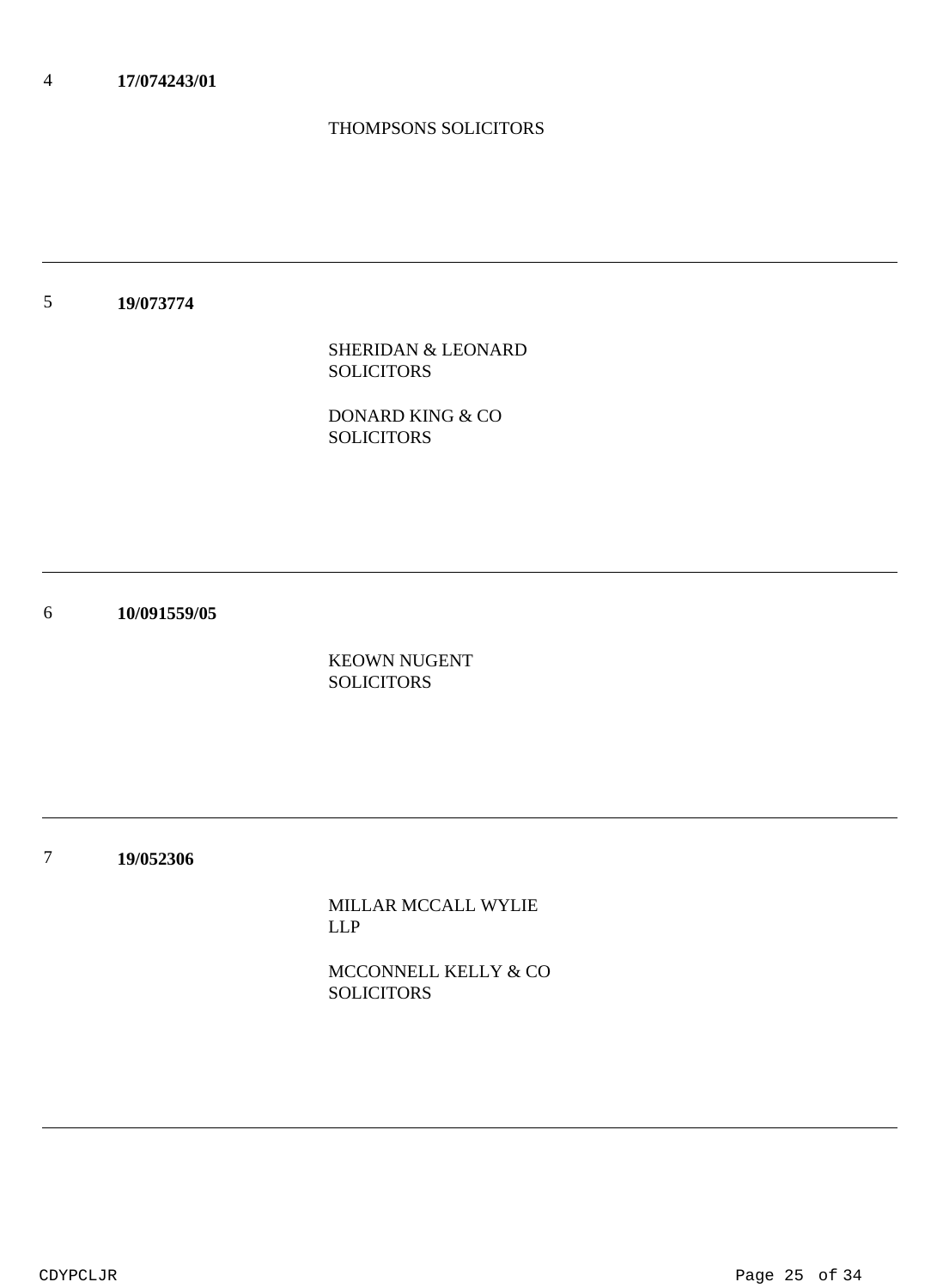| | | |
|---|---|---|
| 4 | **17/074243/01** | THOMPSONS SOLICITORS |
| 5 | **19/073774** | SHERIDAN & LEONARD SOLICITORS<br><br>DONARD KING & CO SOLICITORS |
| 6 | **10/091559/05** | KEOWN NUGENT SOLICITORS |
| 7 | **19/052306** | MILLAR MCCALL WYLIE LLP<br><br>MCCONNELL KELLY & CO SOLICITORS |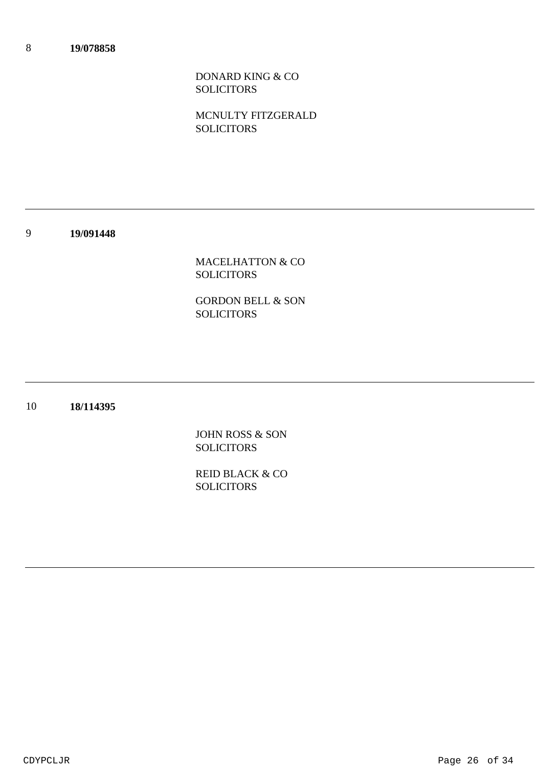8 **19/078858**

DONARD KING & CO
SOLICITORS

MCNULTY FITZGERALD
SOLICITORS

---

9 **19/091448**

MACELHATTON & CO
SOLICITORS

GORDON BELL & SON
SOLICITORS

---

10 **18/114395**

JOHN ROSS & SON
SOLICITORS

REID BLACK & CO
SOLICITORS

---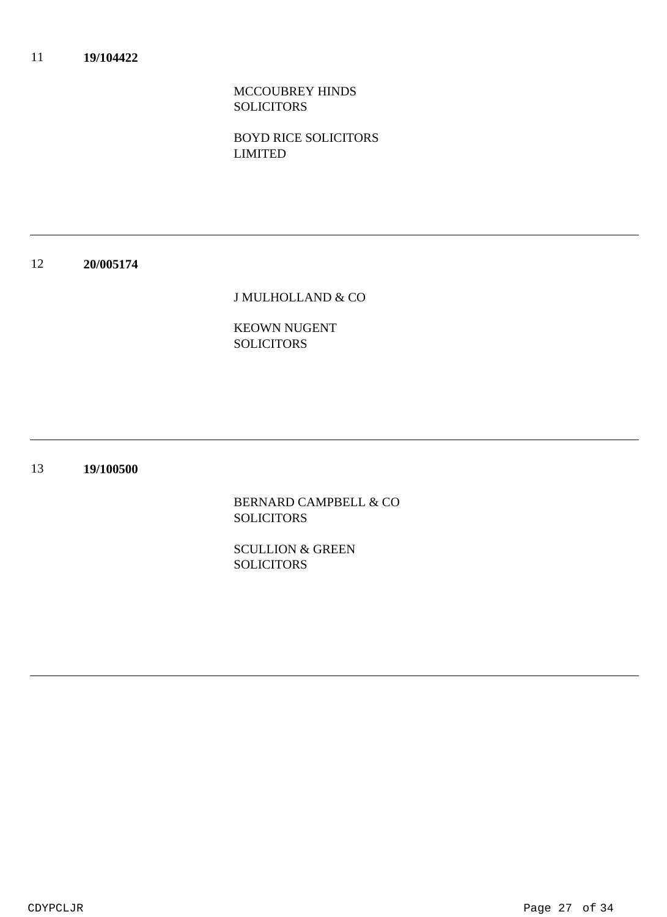11 **19/104422**

MCCOUBREY HINDS SOLICITORS

BOYD RICE SOLICITORS LIMITED

---

12 **20/005174**

J MULHOLLAND & CO

KEOWN NUGENT SOLICITORS

---

13 **19/100500**

BERNARD CAMPBELL & CO SOLICITORS

SCULLION & GREEN SOLICITORS

---

CDYPCLJR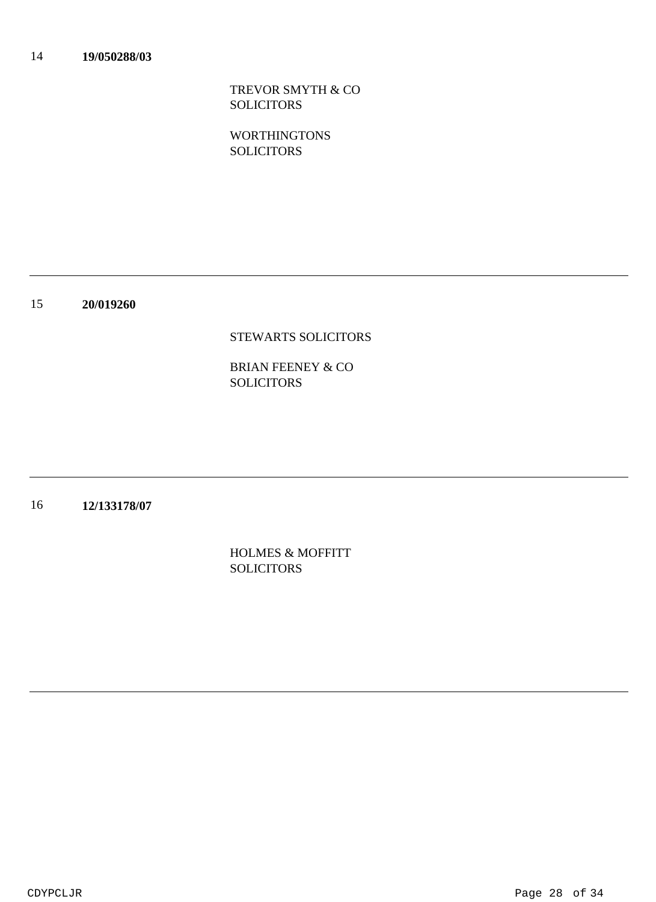14 **19/050288/03**

TREVOR SMYTH & CO SOLICITORS

WORTHINGTONS SOLICITORS

---

15 **20/019260**

STEWARTS SOLICITORS

BRIAN FEENEY & CO SOLICITORS

---

16 **12/133178/07**

HOLMES & MOFFITT SOLICITORS

---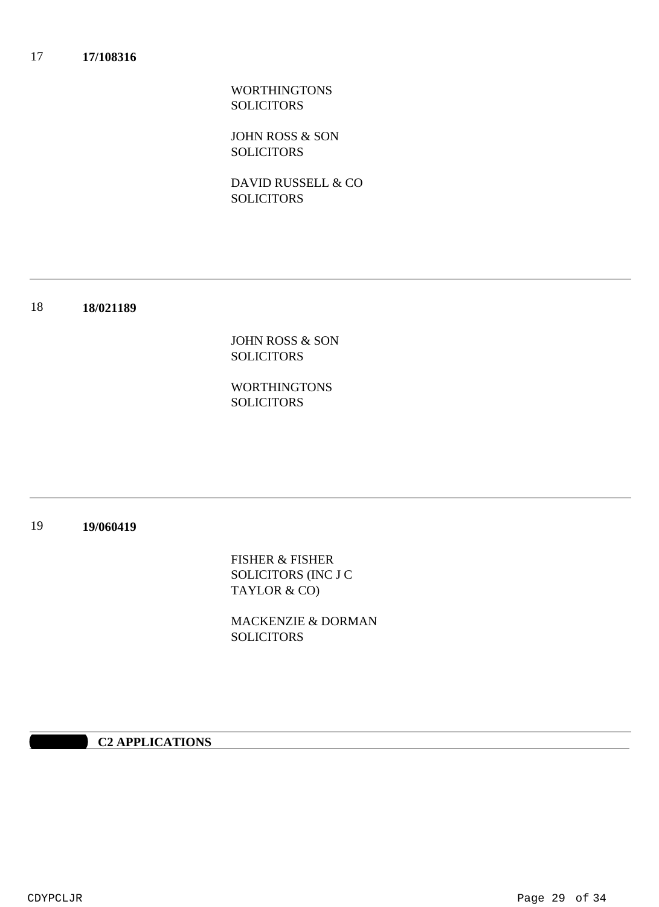17 **17/108316**

WORTHINGTONS SOLICITORS

JOHN ROSS & SON SOLICITORS

DAVID RUSSELL & CO SOLICITORS

---

18 **18/021189**

JOHN ROSS & SON SOLICITORS

WORTHINGTONS SOLICITORS

---

19 **19/060419**

FISHER & FISHER SOLICITORS (INC J C TAYLOR & CO)

MACKENZIE & DORMAN SOLICITORS

---

**C2 APPLICATIONS**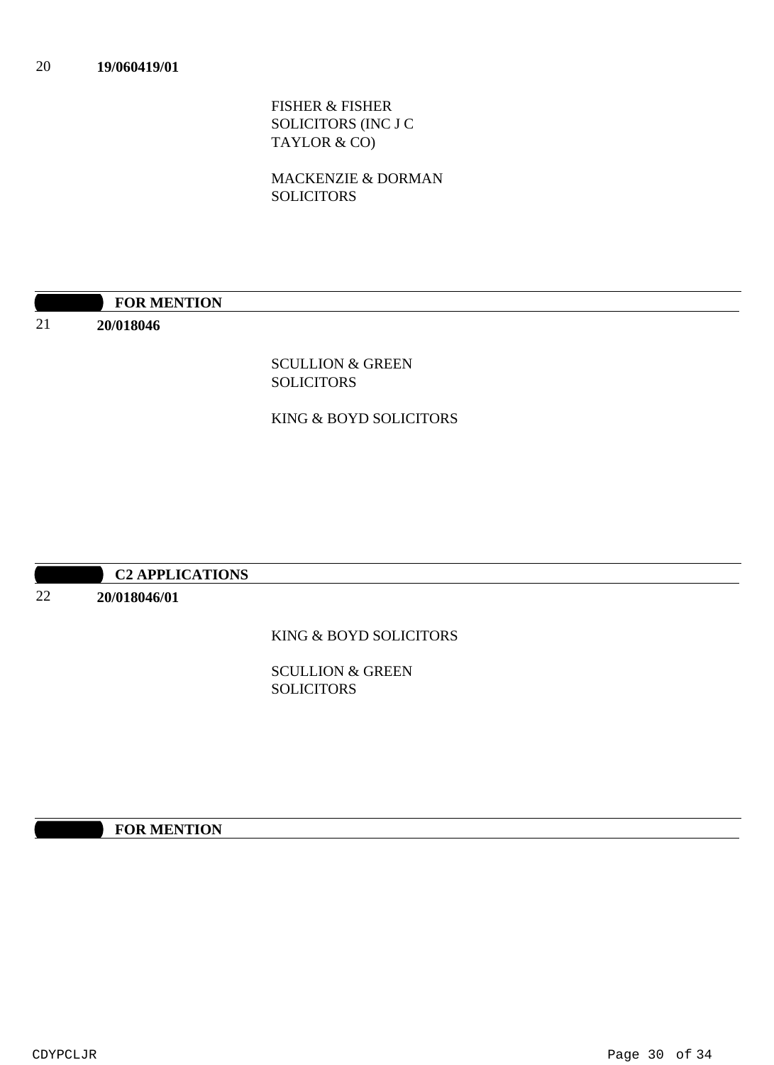20 **19/060419/01**

FISHER & FISHER SOLICITORS (INC J C TAYLOR & CO)

MACKENZIE & DORMAN SOLICITORS

**FOR MENTION**

21 **20/018046**

SCULLION & GREEN SOLICITORS

KING & BOYD SOLICITORS

**C2 APPLICATIONS**

22 **20/018046/01**

KING & BOYD SOLICITORS

SCULLION & GREEN SOLICITORS

**FOR MENTION**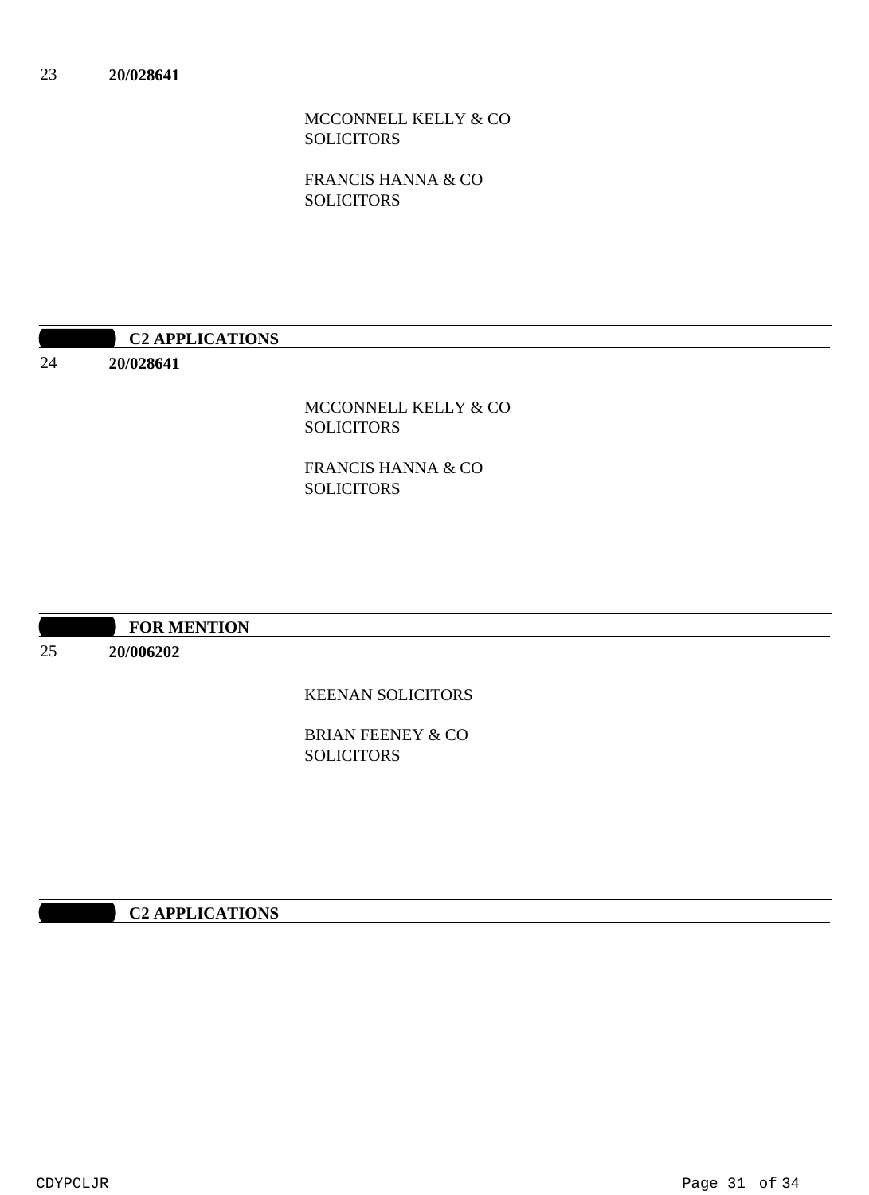23 **20/028641**

MCCONNELL KELLY & CO SOLICITORS

FRANCIS HANNA & CO SOLICITORS

**C2 APPLICATIONS**

24 **20/028641**

MCCONNELL KELLY & CO SOLICITORS

FRANCIS HANNA & CO SOLICITORS

**FOR MENTION**

25 **20/006202**

KEENAN SOLICITORS

BRIAN FEENEY & CO SOLICITORS

**C2 APPLICATIONS**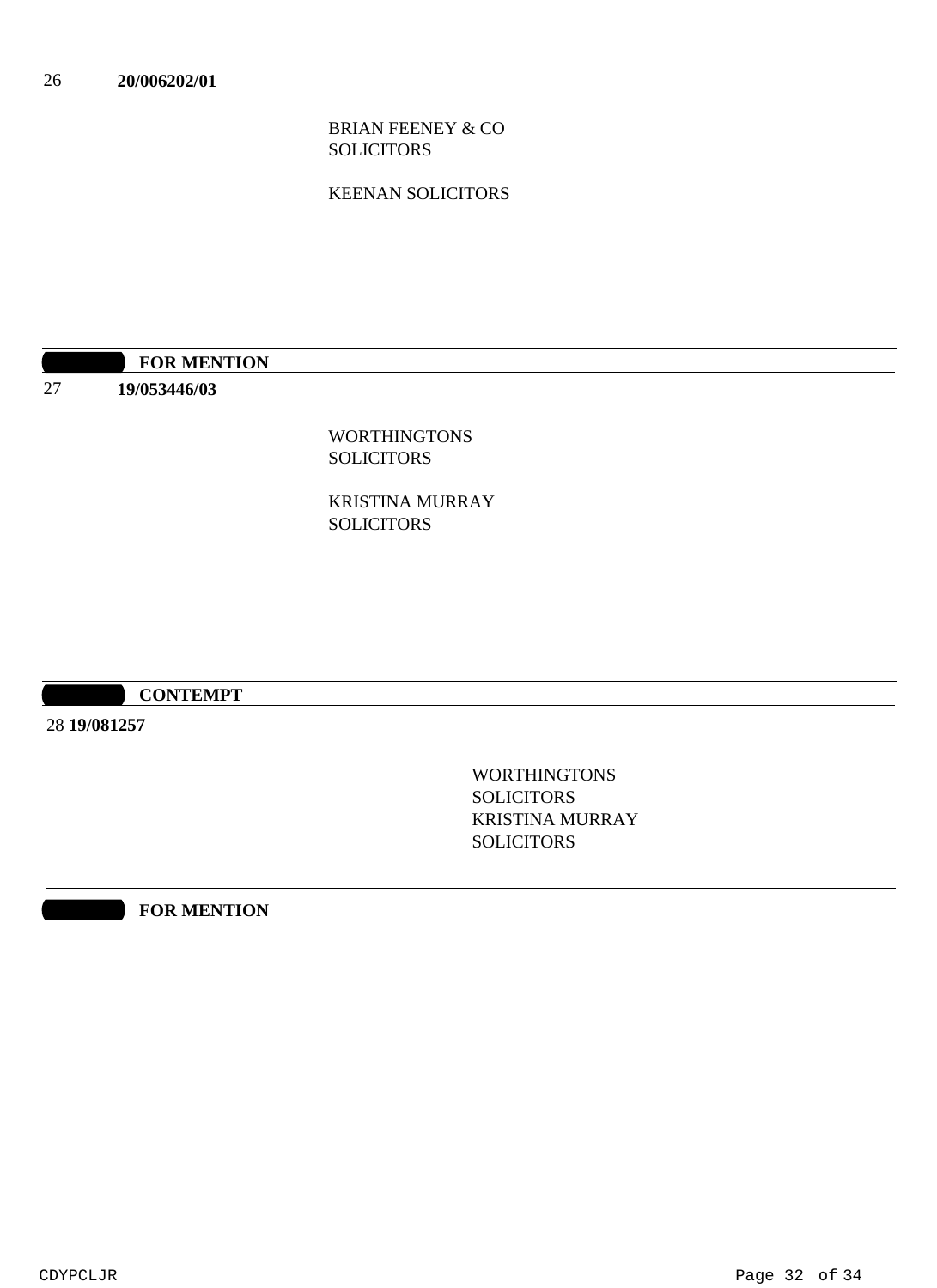26 **20/006202/01**

BRIAN FEENEY & CO SOLICITORS

KEENAN SOLICITORS

---

**FOR MENTION**

---

27 **19/053446/03**

WORTHINGTONS SOLICITORS

KRISTINA MURRAY SOLICITORS

---

**CONTEMPT**

---

28 **19/081257**

WORTHINGTONS SOLICITORS
KRISTINA MURRAY SOLICITORS

---

**FOR MENTION**

---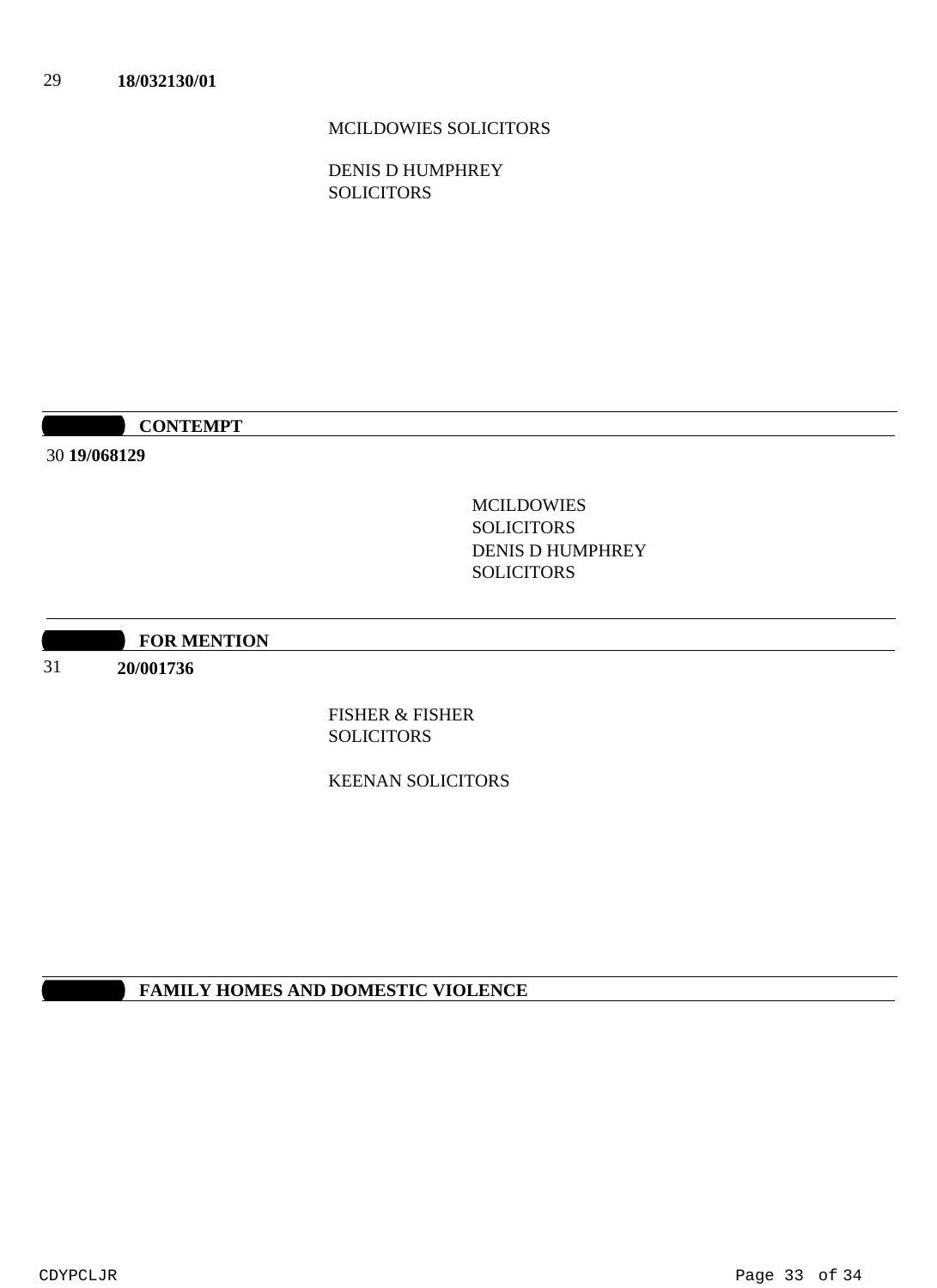29 **18/032130/01**

MCILDOWIES SOLICITORS

DENIS D HUMPHREY SOLICITORS

## CONTEMPT

30 **19/068129**

MCILDOWIES SOLICITORS
DENIS D HUMPHREY SOLICITORS

## FOR MENTION

31 **20/001736**

FISHER & FISHER SOLICITORS

KEENAN SOLICITORS

## FAMILY HOMES AND DOMESTIC VIOLENCE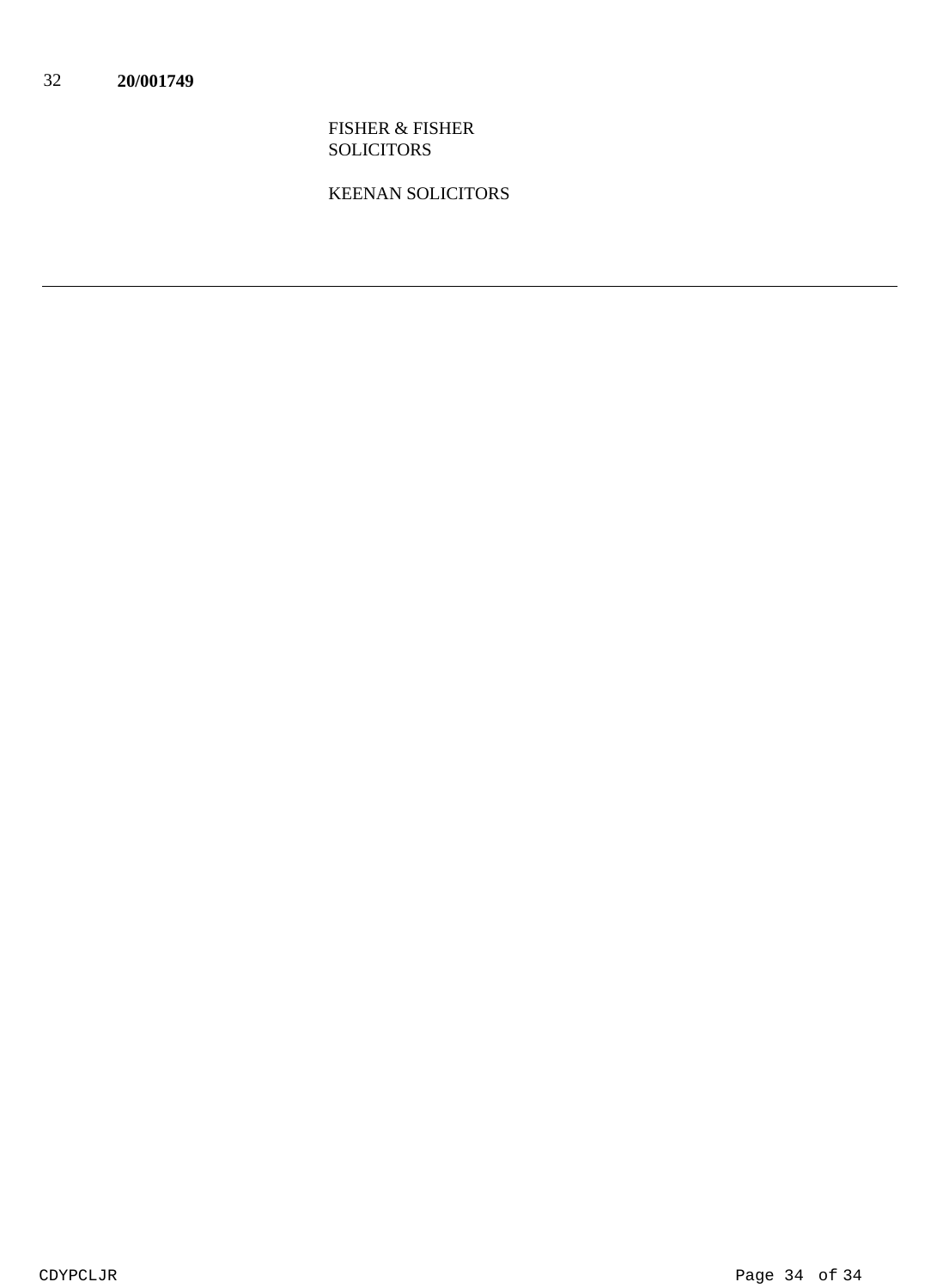FISHER & FISHER
SOLICITORS

KEENAN SOLICITORS

---